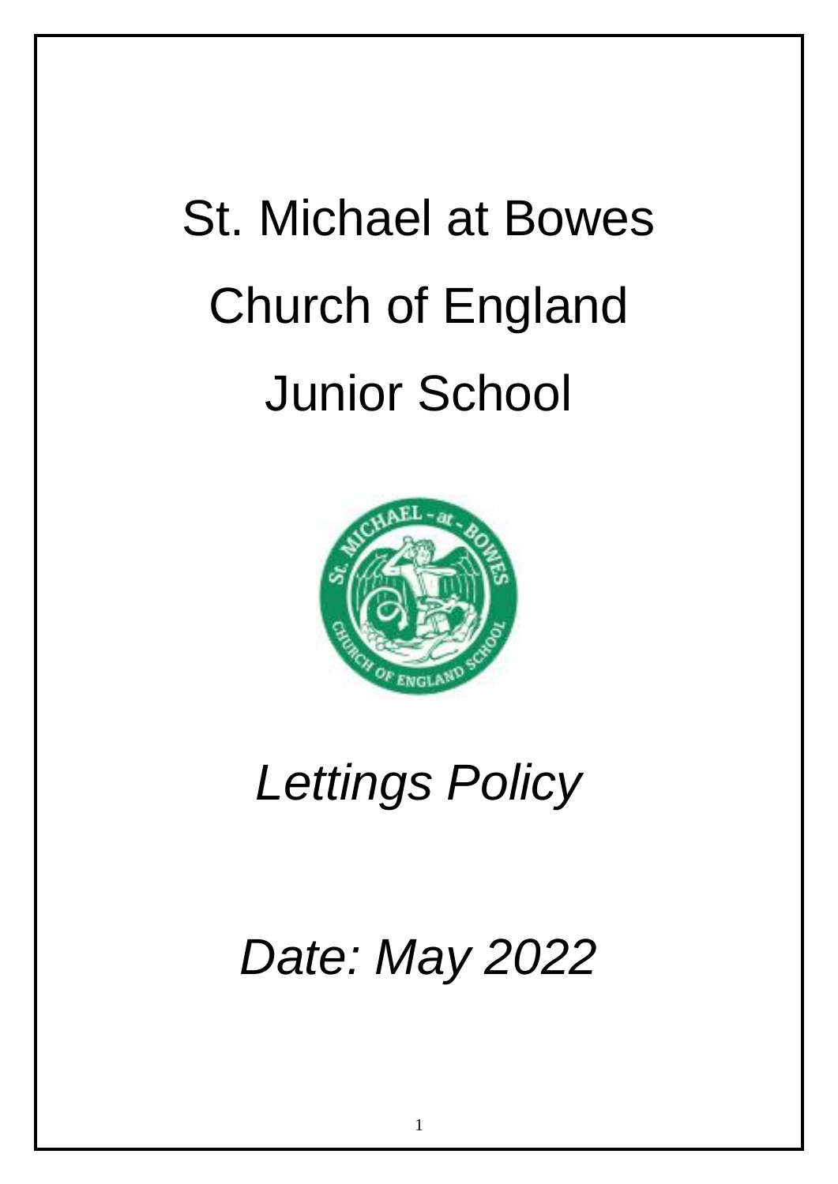# St. Michael at Bowes Church of England Junior School

*Lettings Policy*

*Date: May 2022*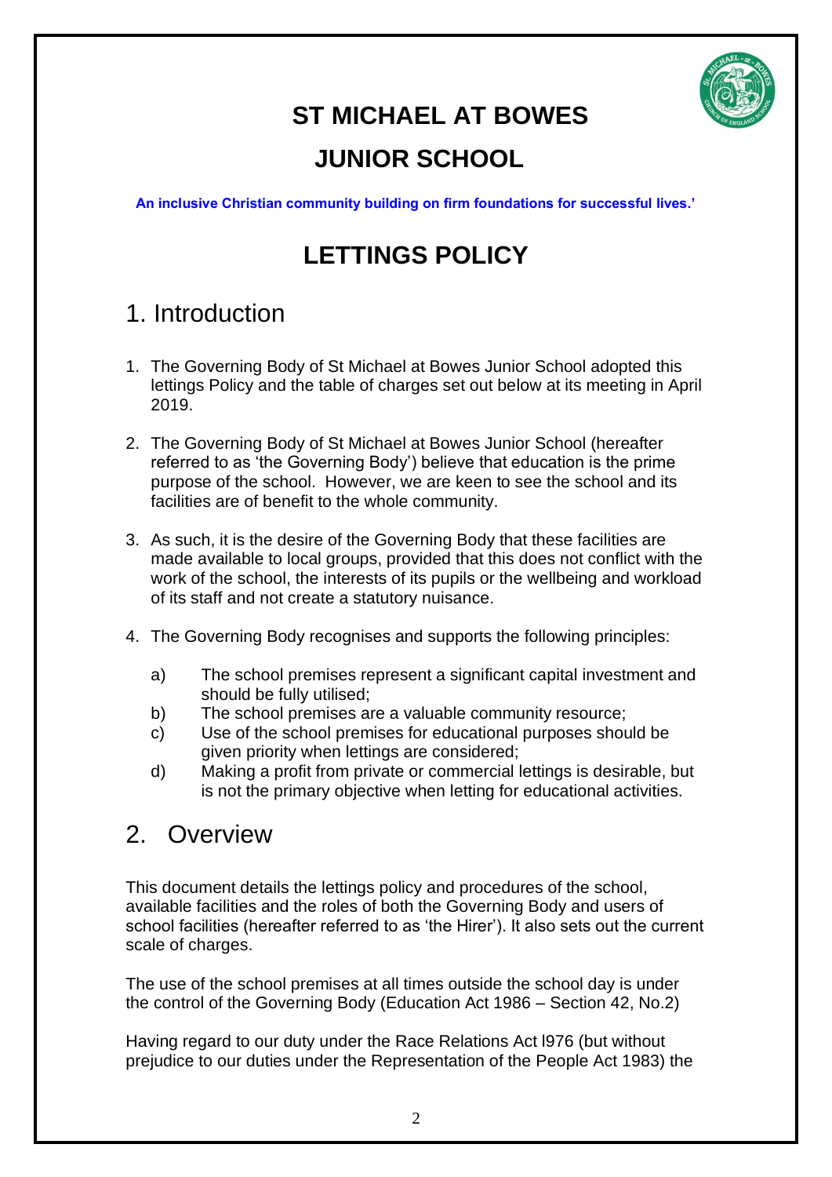# ST MICHAEL AT BOWES

# JUNIOR SCHOOL

**An inclusive Christian community building on firm foundations for successful lives.'**

# LETTINGS POLICY

## 1. Introduction

1. The Governing Body of St Michael at Bowes Junior School adopted this lettings Policy and the table of charges set out below at its meeting in April 2019.

2. The Governing Body of St Michael at Bowes Junior School (hereafter referred to as 'the Governing Body') believe that education is the prime purpose of the school. However, we are keen to see the school and its facilities are of benefit to the whole community.

3. As such, it is the desire of the Governing Body that these facilities are made available to local groups, provided that this does not conflict with the work of the school, the interests of its pupils or the wellbeing and workload of its staff and not create a statutory nuisance.

4. The Governing Body recognises and supports the following principles:

   a) The school premises represent a significant capital investment and should be fully utilised;
   b) The school premises are a valuable community resource;
   c) Use of the school premises for educational purposes should be given priority when lettings are considered;
   d) Making a profit from private or commercial lettings is desirable, but is not the primary objective when letting for educational activities.

## 2. Overview

This document details the lettings policy and procedures of the school, available facilities and the roles of both the Governing Body and users of school facilities (hereafter referred to as 'the Hirer'). It also sets out the current scale of charges.

The use of the school premises at all times outside the school day is under the control of the Governing Body (Education Act 1986 – Section 42, No.2)

Having regard to our duty under the Race Relations Act l976 (but without prejudice to our duties under the Representation of the People Act 1983) the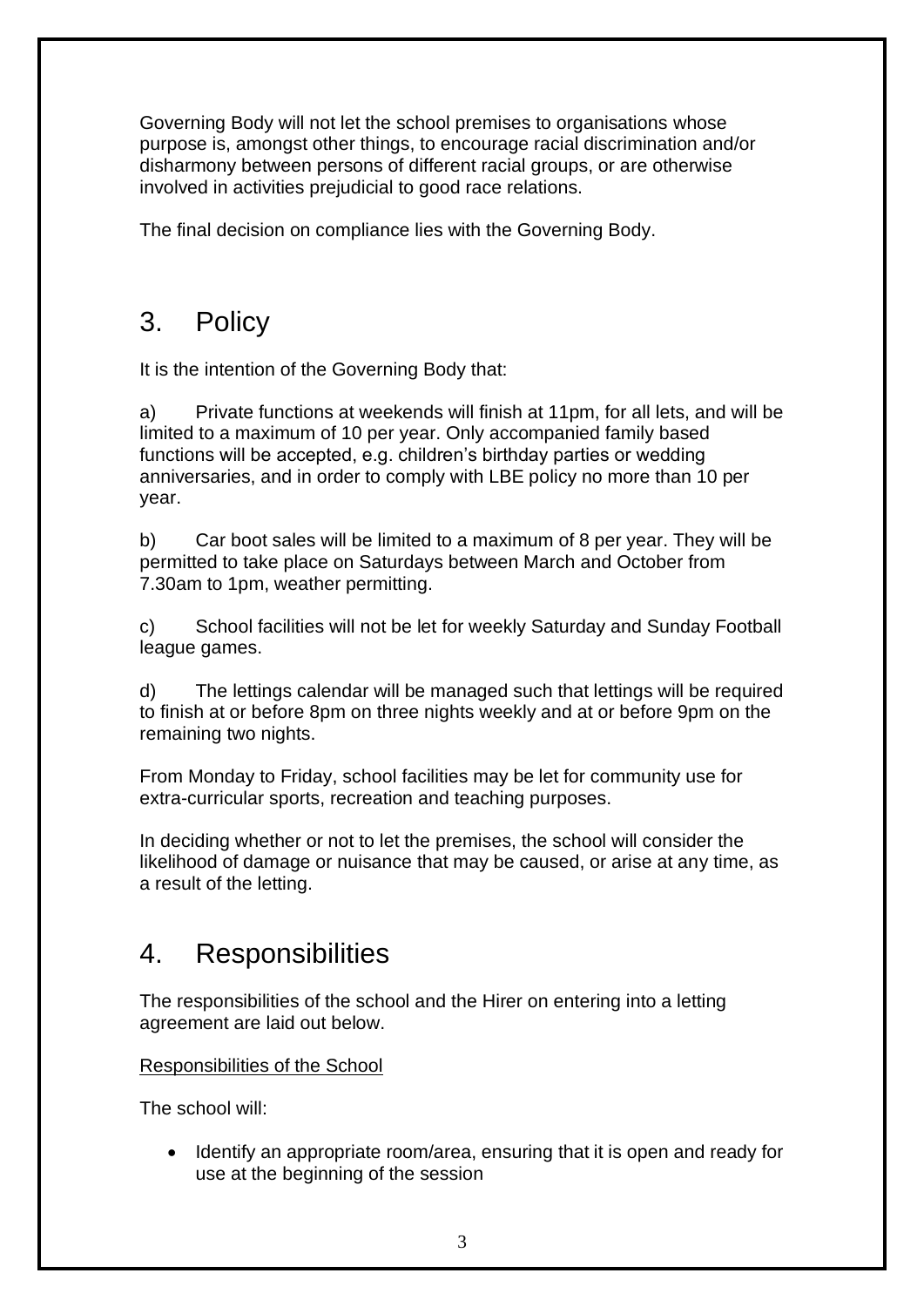Governing Body will not let the school premises to organisations whose purpose is, amongst other things, to encourage racial discrimination and/or disharmony between persons of different racial groups, or are otherwise involved in activities prejudicial to good race relations.

The final decision on compliance lies with the Governing Body.

## 3. Policy

It is the intention of the Governing Body that:

a) Private functions at weekends will finish at 11pm, for all lets, and will be limited to a maximum of 10 per year. Only accompanied family based functions will be accepted, e.g. children's birthday parties or wedding anniversaries, and in order to comply with LBE policy no more than 10 per year.

b) Car boot sales will be limited to a maximum of 8 per year. They will be permitted to take place on Saturdays between March and October from 7.30am to 1pm, weather permitting.

c) School facilities will not be let for weekly Saturday and Sunday Football league games.

d) The lettings calendar will be managed such that lettings will be required to finish at or before 8pm on three nights weekly and at or before 9pm on the remaining two nights.

From Monday to Friday, school facilities may be let for community use for extra-curricular sports, recreation and teaching purposes.

In deciding whether or not to let the premises, the school will consider the likelihood of damage or nuisance that may be caused, or arise at any time, as a result of the letting.

## 4. Responsibilities

The responsibilities of the school and the Hirer on entering into a letting agreement are laid out below.

<u>Responsibilities of the School</u>

The school will:

- Identify an appropriate room/area, ensuring that it is open and ready for use at the beginning of the session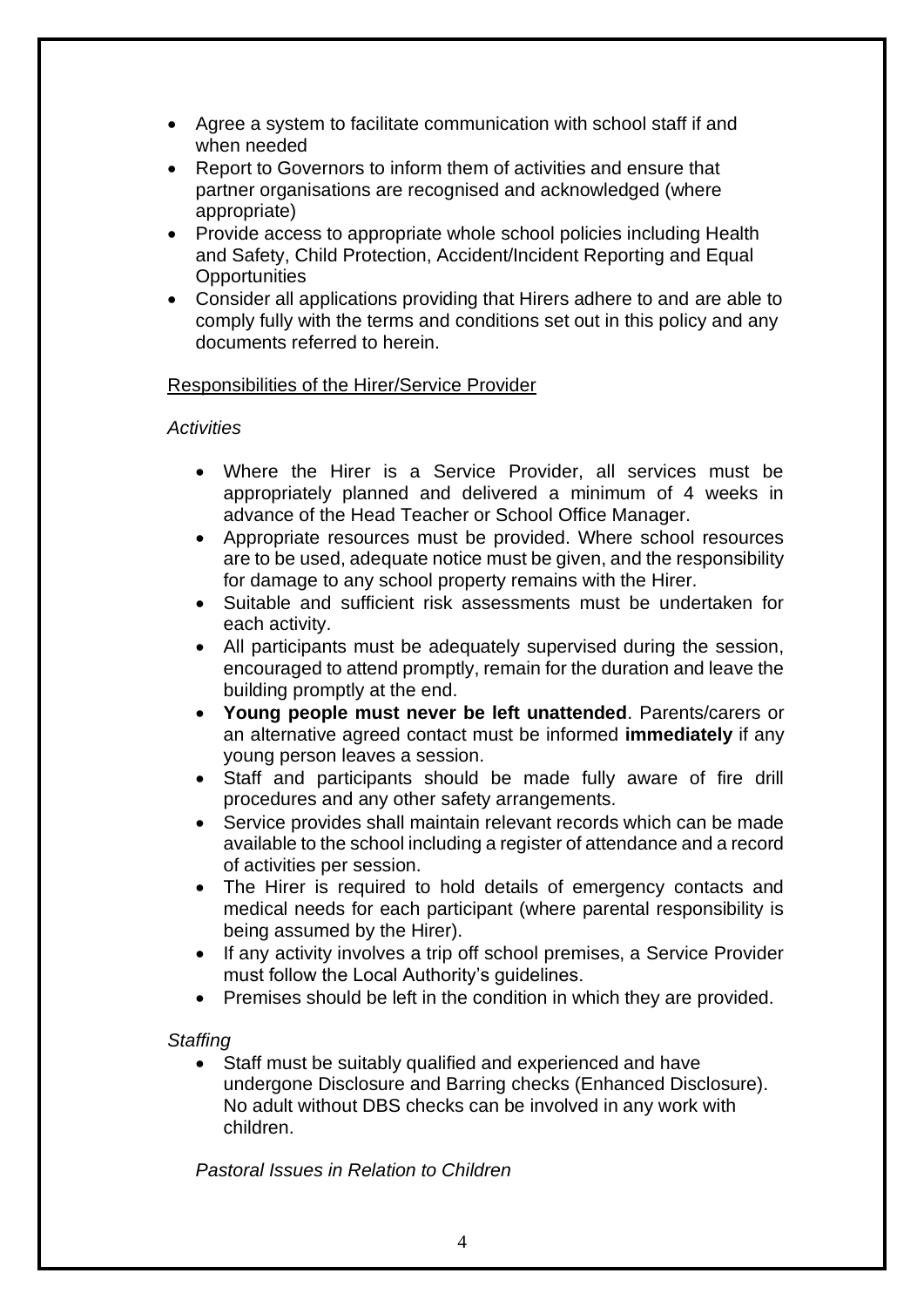- Agree a system to facilitate communication with school staff if and when needed
- Report to Governors to inform them of activities and ensure that partner organisations are recognised and acknowledged (where appropriate)
- Provide access to appropriate whole school policies including Health and Safety, Child Protection, Accident/Incident Reporting and Equal Opportunities
- Consider all applications providing that Hirers adhere to and are able to comply fully with the terms and conditions set out in this policy and any documents referred to herein.

<u>Responsibilities of the Hirer/Service Provider</u>

*Activities*

- Where the Hirer is a Service Provider, all services must be appropriately planned and delivered a minimum of 4 weeks in advance of the Head Teacher or School Office Manager.
- Appropriate resources must be provided. Where school resources are to be used, adequate notice must be given, and the responsibility for damage to any school property remains with the Hirer.
- Suitable and sufficient risk assessments must be undertaken for each activity.
- All participants must be adequately supervised during the session, encouraged to attend promptly, remain for the duration and leave the building promptly at the end.
- **Young people must never be left unattended**. Parents/carers or an alternative agreed contact must be informed **immediately** if any young person leaves a session.
- Staff and participants should be made fully aware of fire drill procedures and any other safety arrangements.
- Service provides shall maintain relevant records which can be made available to the school including a register of attendance and a record of activities per session.
- The Hirer is required to hold details of emergency contacts and medical needs for each participant (where parental responsibility is being assumed by the Hirer).
- If any activity involves a trip off school premises, a Service Provider must follow the Local Authority's guidelines.
- Premises should be left in the condition in which they are provided.

*Staffing*

- Staff must be suitably qualified and experienced and have undergone Disclosure and Barring checks (Enhanced Disclosure). No adult without DBS checks can be involved in any work with children.

*Pastoral Issues in Relation to Children*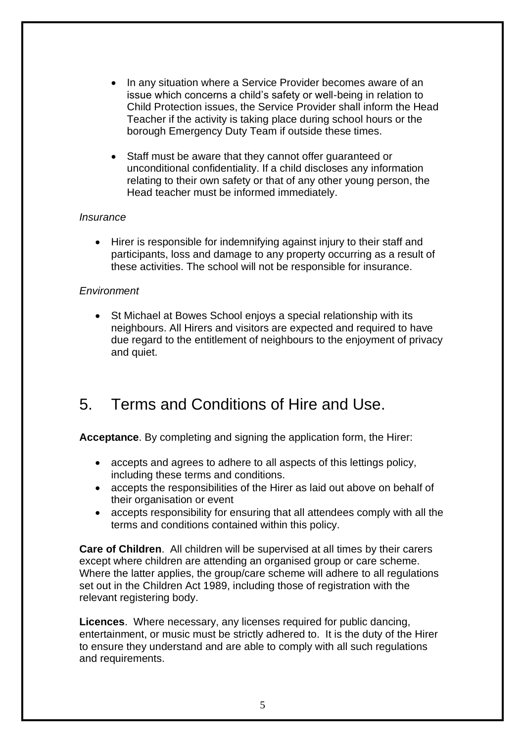- In any situation where a Service Provider becomes aware of an issue which concerns a child's safety or well-being in relation to Child Protection issues, the Service Provider shall inform the Head Teacher if the activity is taking place during school hours or the borough Emergency Duty Team if outside these times.

- Staff must be aware that they cannot offer guaranteed or unconditional confidentiality. If a child discloses any information relating to their own safety or that of any other young person, the Head teacher must be informed immediately.

*Insurance*

- Hirer is responsible for indemnifying against injury to their staff and participants, loss and damage to any property occurring as a result of these activities. The school will not be responsible for insurance.

*Environment*

- St Michael at Bowes School enjoys a special relationship with its neighbours. All Hirers and visitors are expected and required to have due regard to the entitlement of neighbours to the enjoyment of privacy and quiet.

## 5. Terms and Conditions of Hire and Use.

**Acceptance**. By completing and signing the application form, the Hirer:

- accepts and agrees to adhere to all aspects of this lettings policy, including these terms and conditions.
- accepts the responsibilities of the Hirer as laid out above on behalf of their organisation or event
- accepts responsibility for ensuring that all attendees comply with all the terms and conditions contained within this policy.

**Care of Children**. All children will be supervised at all times by their carers except where children are attending an organised group or care scheme. Where the latter applies, the group/care scheme will adhere to all regulations set out in the Children Act 1989, including those of registration with the relevant registering body.

**Licences**. Where necessary, any licenses required for public dancing, entertainment, or music must be strictly adhered to. It is the duty of the Hirer to ensure they understand and are able to comply with all such regulations and requirements.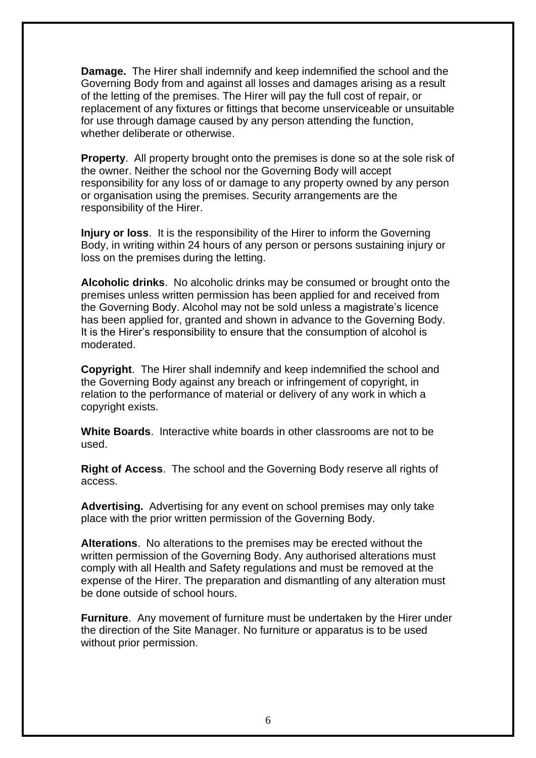**Damage.** The Hirer shall indemnify and keep indemnified the school and the Governing Body from and against all losses and damages arising as a result of the letting of the premises. The Hirer will pay the full cost of repair, or replacement of any fixtures or fittings that become unserviceable or unsuitable for use through damage caused by any person attending the function, whether deliberate or otherwise.

**Property**. All property brought onto the premises is done so at the sole risk of the owner. Neither the school nor the Governing Body will accept responsibility for any loss of or damage to any property owned by any person or organisation using the premises. Security arrangements are the responsibility of the Hirer.

**Injury or loss**. It is the responsibility of the Hirer to inform the Governing Body, in writing within 24 hours of any person or persons sustaining injury or loss on the premises during the letting.

**Alcoholic drinks**. No alcoholic drinks may be consumed or brought onto the premises unless written permission has been applied for and received from the Governing Body. Alcohol may not be sold unless a magistrate's licence has been applied for, granted and shown in advance to the Governing Body. It is the Hirer's responsibility to ensure that the consumption of alcohol is moderated.

**Copyright**. The Hirer shall indemnify and keep indemnified the school and the Governing Body against any breach or infringement of copyright, in relation to the performance of material or delivery of any work in which a copyright exists.

**White Boards**. Interactive white boards in other classrooms are not to be used.

**Right of Access**. The school and the Governing Body reserve all rights of access.

**Advertising.** Advertising for any event on school premises may only take place with the prior written permission of the Governing Body.

**Alterations**. No alterations to the premises may be erected without the written permission of the Governing Body. Any authorised alterations must comply with all Health and Safety regulations and must be removed at the expense of the Hirer. The preparation and dismantling of any alteration must be done outside of school hours.

**Furniture**. Any movement of furniture must be undertaken by the Hirer under the direction of the Site Manager. No furniture or apparatus is to be used without prior permission.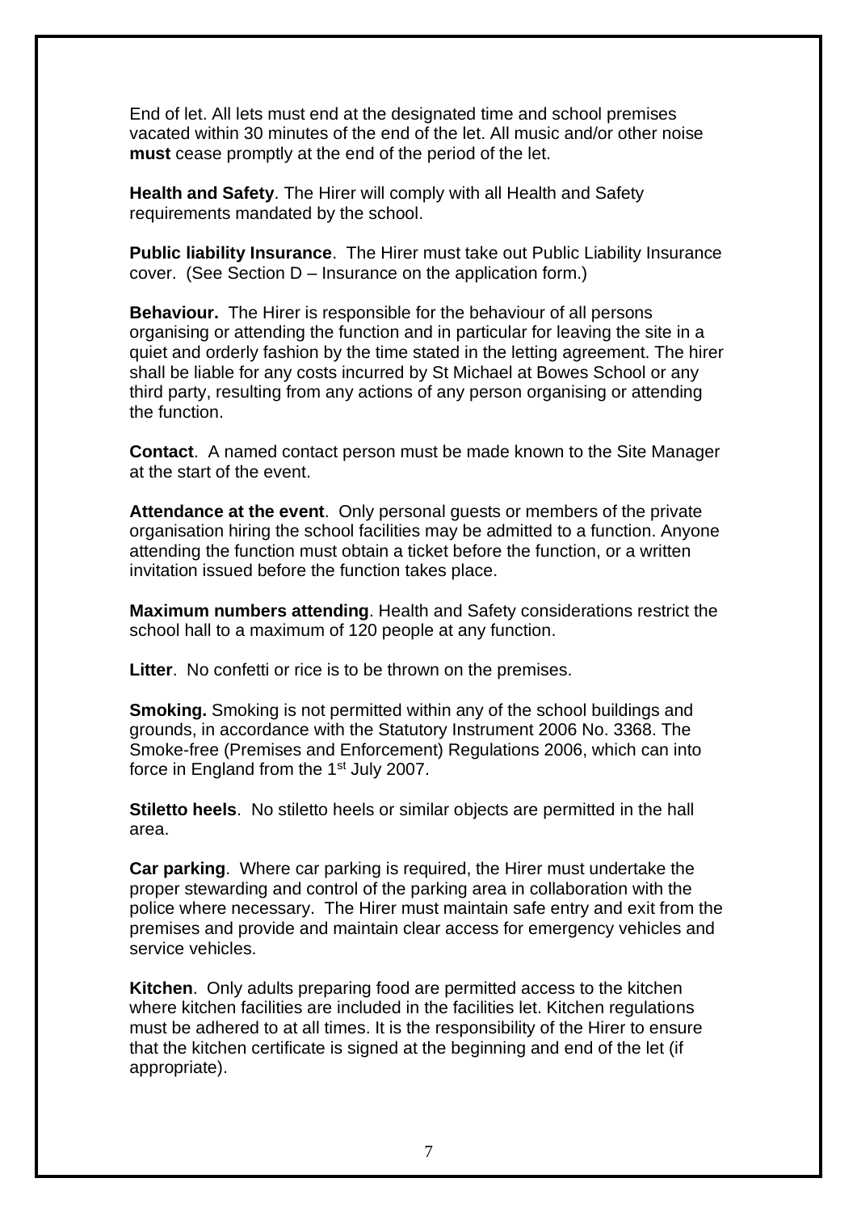End of let. All lets must end at the designated time and school premises vacated within 30 minutes of the end of the let. All music and/or other noise **must** cease promptly at the end of the period of the let.

**Health and Safety**. The Hirer will comply with all Health and Safety requirements mandated by the school.

**Public liability Insurance**. The Hirer must take out Public Liability Insurance cover. (See Section D – Insurance on the application form.)

**Behaviour.** The Hirer is responsible for the behaviour of all persons organising or attending the function and in particular for leaving the site in a quiet and orderly fashion by the time stated in the letting agreement. The hirer shall be liable for any costs incurred by St Michael at Bowes School or any third party, resulting from any actions of any person organising or attending the function.

**Contact**. A named contact person must be made known to the Site Manager at the start of the event.

**Attendance at the event**. Only personal guests or members of the private organisation hiring the school facilities may be admitted to a function. Anyone attending the function must obtain a ticket before the function, or a written invitation issued before the function takes place.

**Maximum numbers attending**. Health and Safety considerations restrict the school hall to a maximum of 120 people at any function.

**Litter**. No confetti or rice is to be thrown on the premises.

**Smoking.** Smoking is not permitted within any of the school buildings and grounds, in accordance with the Statutory Instrument 2006 No. 3368. The Smoke-free (Premises and Enforcement) Regulations 2006, which can into force in England from the 1st July 2007.

**Stiletto heels**. No stiletto heels or similar objects are permitted in the hall area.

**Car parking**. Where car parking is required, the Hirer must undertake the proper stewarding and control of the parking area in collaboration with the police where necessary. The Hirer must maintain safe entry and exit from the premises and provide and maintain clear access for emergency vehicles and service vehicles.

**Kitchen**. Only adults preparing food are permitted access to the kitchen where kitchen facilities are included in the facilities let. Kitchen regulations must be adhered to at all times. It is the responsibility of the Hirer to ensure that the kitchen certificate is signed at the beginning and end of the let (if appropriate).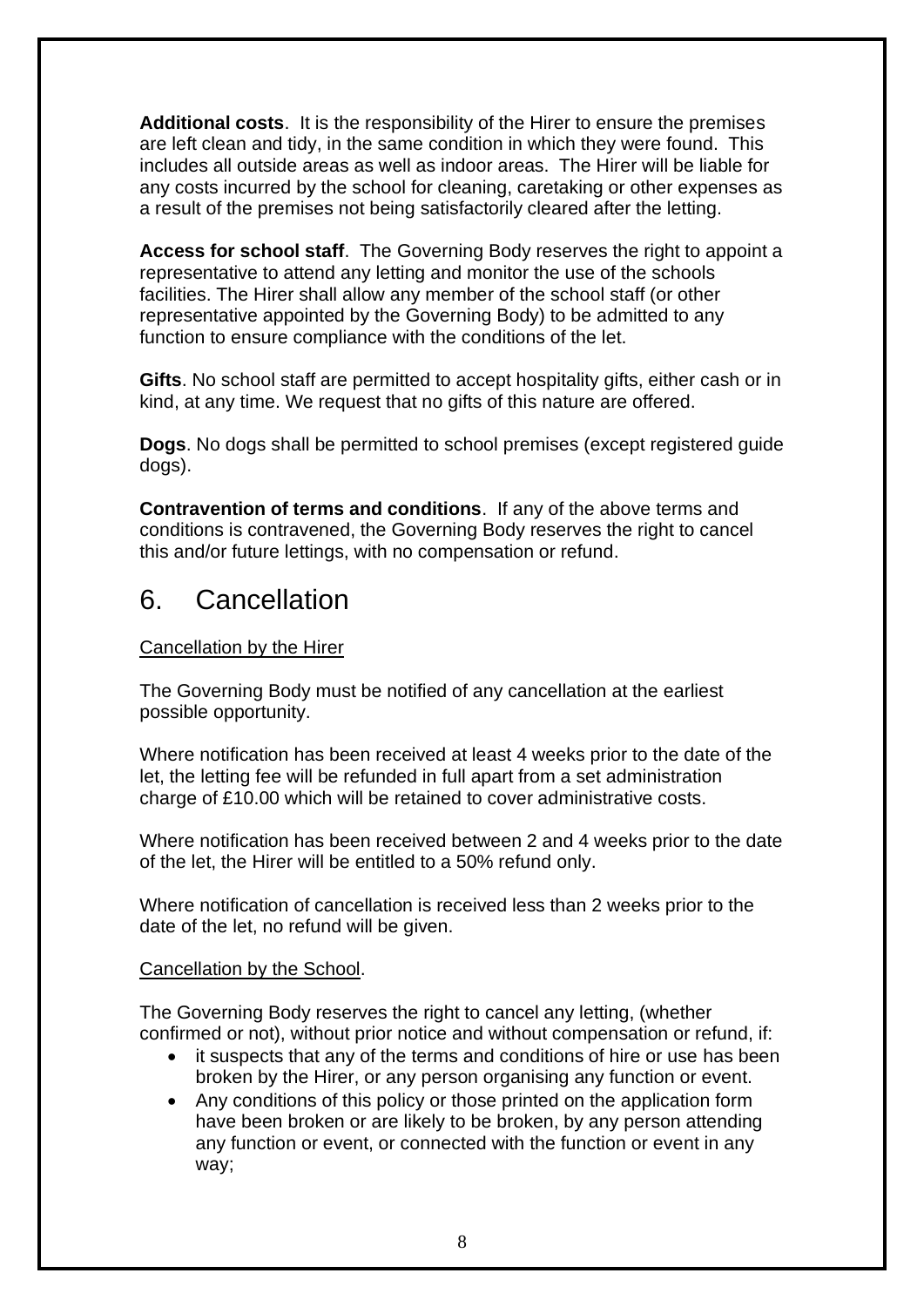**Additional costs**. It is the responsibility of the Hirer to ensure the premises are left clean and tidy, in the same condition in which they were found. This includes all outside areas as well as indoor areas. The Hirer will be liable for any costs incurred by the school for cleaning, caretaking or other expenses as a result of the premises not being satisfactorily cleared after the letting.

**Access for school staff**. The Governing Body reserves the right to appoint a representative to attend any letting and monitor the use of the schools facilities. The Hirer shall allow any member of the school staff (or other representative appointed by the Governing Body) to be admitted to any function to ensure compliance with the conditions of the let.

**Gifts**. No school staff are permitted to accept hospitality gifts, either cash or in kind, at any time. We request that no gifts of this nature are offered.

**Dogs**. No dogs shall be permitted to school premises (except registered guide dogs).

**Contravention of terms and conditions**. If any of the above terms and conditions is contravened, the Governing Body reserves the right to cancel this and/or future lettings, with no compensation or refund.

# 6. Cancellation

Cancellation by the Hirer

The Governing Body must be notified of any cancellation at the earliest possible opportunity.

Where notification has been received at least 4 weeks prior to the date of the let, the letting fee will be refunded in full apart from a set administration charge of £10.00 which will be retained to cover administrative costs.

Where notification has been received between 2 and 4 weeks prior to the date of the let, the Hirer will be entitled to a 50% refund only.

Where notification of cancellation is received less than 2 weeks prior to the date of the let, no refund will be given.

Cancellation by the School.

The Governing Body reserves the right to cancel any letting, (whether confirmed or not), without prior notice and without compensation or refund, if:

- it suspects that any of the terms and conditions of hire or use has been broken by the Hirer, or any person organising any function or event.
- Any conditions of this policy or those printed on the application form have been broken or are likely to be broken, by any person attending any function or event, or connected with the function or event in any way;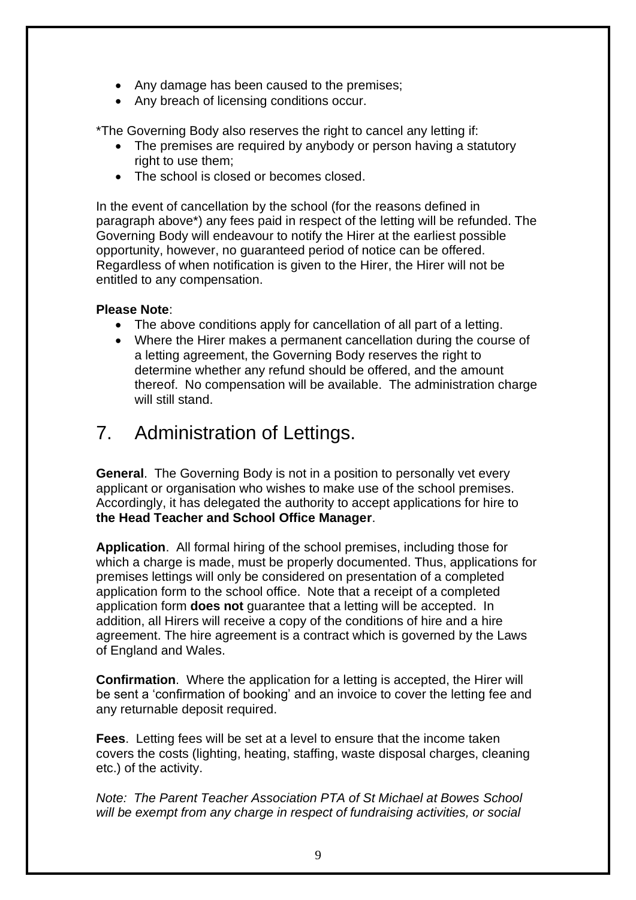- Any damage has been caused to the premises;
- Any breach of licensing conditions occur.

*The Governing Body also reserves the right to cancel any letting if:

- The premises are required by anybody or person having a statutory right to use them;
- The school is closed or becomes closed.

In the event of cancellation by the school (for the reasons defined in paragraph above*) any fees paid in respect of the letting will be refunded. The Governing Body will endeavour to notify the Hirer at the earliest possible opportunity, however, no guaranteed period of notice can be offered. Regardless of when notification is given to the Hirer, the Hirer will not be entitled to any compensation.

**Please Note**:

- The above conditions apply for cancellation of all part of a letting.
- Where the Hirer makes a permanent cancellation during the course of a letting agreement, the Governing Body reserves the right to determine whether any refund should be offered, and the amount thereof. No compensation will be available. The administration charge will still stand.

# 7. Administration of Lettings.

**General**. The Governing Body is not in a position to personally vet every applicant or organisation who wishes to make use of the school premises. Accordingly, it has delegated the authority to accept applications for hire to **the Head Teacher and School Office Manager**.

**Application**. All formal hiring of the school premises, including those for which a charge is made, must be properly documented. Thus, applications for premises lettings will only be considered on presentation of a completed application form to the school office. Note that a receipt of a completed application form **does not** guarantee that a letting will be accepted. In addition, all Hirers will receive a copy of the conditions of hire and a hire agreement. The hire agreement is a contract which is governed by the Laws of England and Wales.

**Confirmation**. Where the application for a letting is accepted, the Hirer will be sent a 'confirmation of booking' and an invoice to cover the letting fee and any returnable deposit required.

**Fees**. Letting fees will be set at a level to ensure that the income taken covers the costs (lighting, heating, staffing, waste disposal charges, cleaning etc.) of the activity.

*Note: The Parent Teacher Association PTA of St Michael at Bowes School will be exempt from any charge in respect of fundraising activities, or social*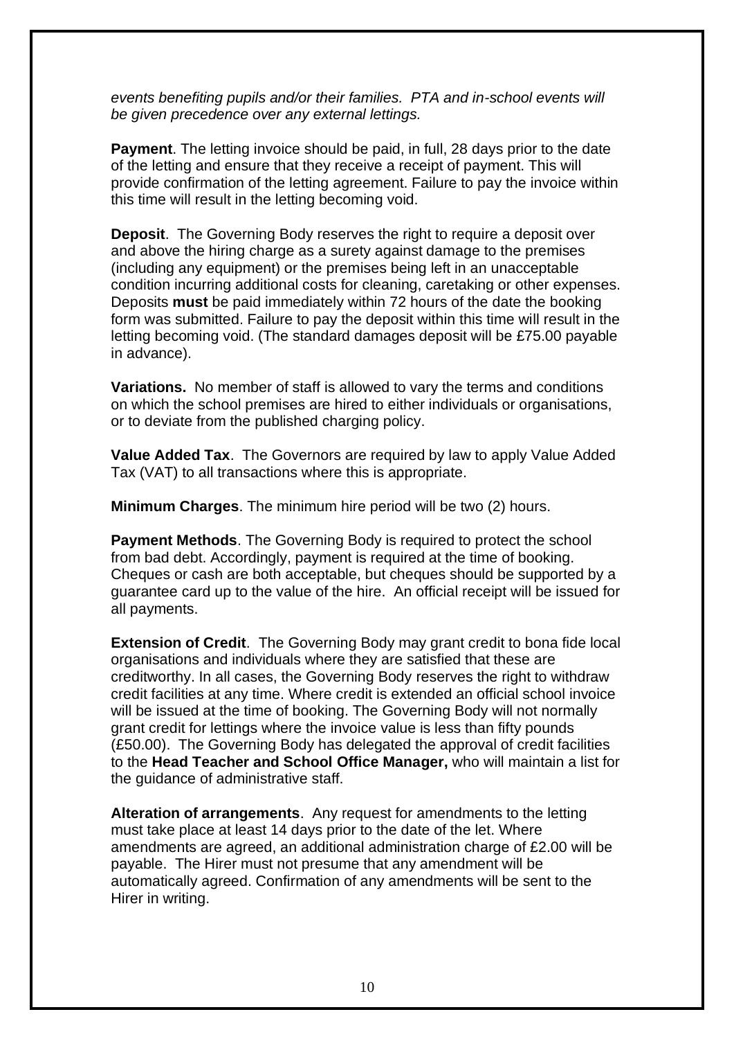*events benefiting pupils and/or their families. PTA and in-school events will be given precedence over any external lettings.*

**Payment**. The letting invoice should be paid, in full, 28 days prior to the date of the letting and ensure that they receive a receipt of payment. This will provide confirmation of the letting agreement. Failure to pay the invoice within this time will result in the letting becoming void.

**Deposit**. The Governing Body reserves the right to require a deposit over and above the hiring charge as a surety against damage to the premises (including any equipment) or the premises being left in an unacceptable condition incurring additional costs for cleaning, caretaking or other expenses. Deposits **must** be paid immediately within 72 hours of the date the booking form was submitted. Failure to pay the deposit within this time will result in the letting becoming void. (The standard damages deposit will be £75.00 payable in advance).

**Variations.** No member of staff is allowed to vary the terms and conditions on which the school premises are hired to either individuals or organisations, or to deviate from the published charging policy.

**Value Added Tax**. The Governors are required by law to apply Value Added Tax (VAT) to all transactions where this is appropriate.

**Minimum Charges**. The minimum hire period will be two (2) hours.

**Payment Methods**. The Governing Body is required to protect the school from bad debt. Accordingly, payment is required at the time of booking. Cheques or cash are both acceptable, but cheques should be supported by a guarantee card up to the value of the hire. An official receipt will be issued for all payments.

**Extension of Credit**. The Governing Body may grant credit to bona fide local organisations and individuals where they are satisfied that these are creditworthy. In all cases, the Governing Body reserves the right to withdraw credit facilities at any time. Where credit is extended an official school invoice will be issued at the time of booking. The Governing Body will not normally grant credit for lettings where the invoice value is less than fifty pounds (£50.00). The Governing Body has delegated the approval of credit facilities to the **Head Teacher and School Office Manager,** who will maintain a list for the guidance of administrative staff.

**Alteration of arrangements**. Any request for amendments to the letting must take place at least 14 days prior to the date of the let. Where amendments are agreed, an additional administration charge of £2.00 will be payable. The Hirer must not presume that any amendment will be automatically agreed. Confirmation of any amendments will be sent to the Hirer in writing.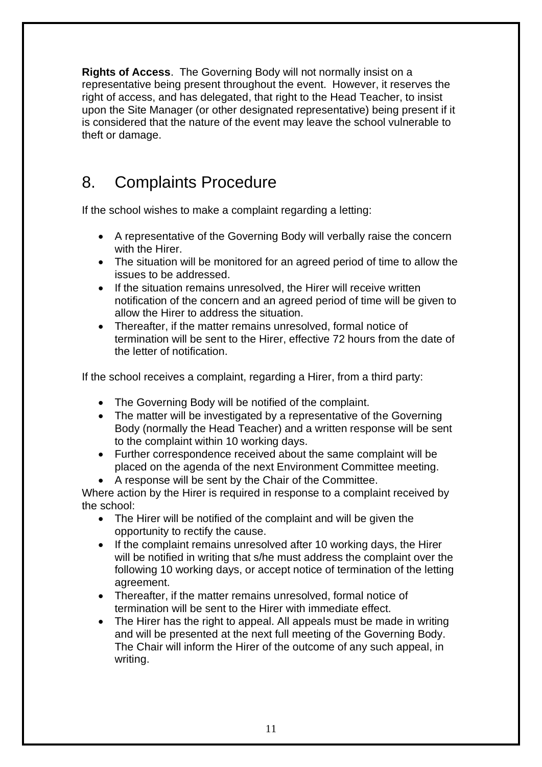**Rights of Access**. The Governing Body will not normally insist on a representative being present throughout the event. However, it reserves the right of access, and has delegated, that right to the Head Teacher, to insist upon the Site Manager (or other designated representative) being present if it is considered that the nature of the event may leave the school vulnerable to theft or damage.

## 8. Complaints Procedure

If the school wishes to make a complaint regarding a letting:

- A representative of the Governing Body will verbally raise the concern with the Hirer.
- The situation will be monitored for an agreed period of time to allow the issues to be addressed.
- If the situation remains unresolved, the Hirer will receive written notification of the concern and an agreed period of time will be given to allow the Hirer to address the situation.
- Thereafter, if the matter remains unresolved, formal notice of termination will be sent to the Hirer, effective 72 hours from the date of the letter of notification.

If the school receives a complaint, regarding a Hirer, from a third party:

- The Governing Body will be notified of the complaint.
- The matter will be investigated by a representative of the Governing Body (normally the Head Teacher) and a written response will be sent to the complaint within 10 working days.
- Further correspondence received about the same complaint will be placed on the agenda of the next Environment Committee meeting.
- A response will be sent by the Chair of the Committee.

Where action by the Hirer is required in response to a complaint received by the school:

- The Hirer will be notified of the complaint and will be given the opportunity to rectify the cause.
- If the complaint remains unresolved after 10 working days, the Hirer will be notified in writing that s/he must address the complaint over the following 10 working days, or accept notice of termination of the letting agreement.
- Thereafter, if the matter remains unresolved, formal notice of termination will be sent to the Hirer with immediate effect.
- The Hirer has the right to appeal. All appeals must be made in writing and will be presented at the next full meeting of the Governing Body. The Chair will inform the Hirer of the outcome of any such appeal, in writing.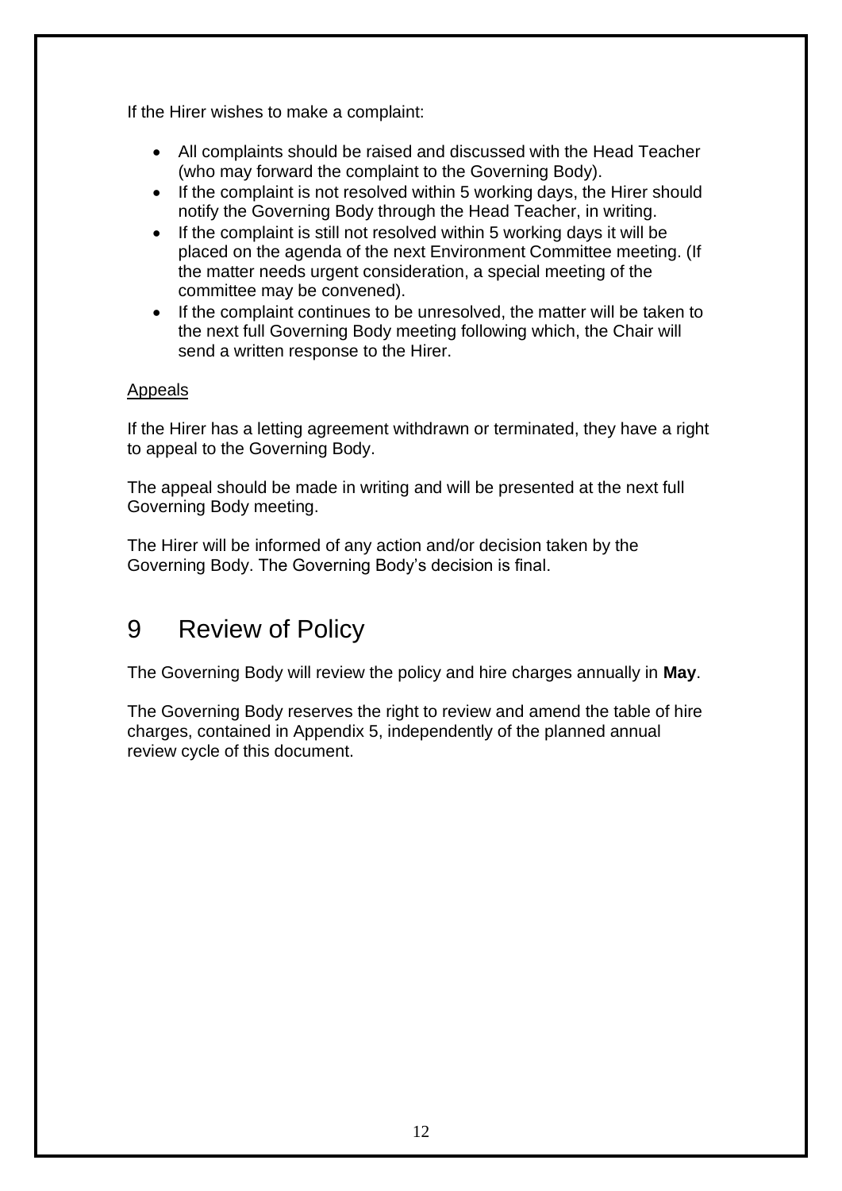If the Hirer wishes to make a complaint:

- All complaints should be raised and discussed with the Head Teacher (who may forward the complaint to the Governing Body).
- If the complaint is not resolved within 5 working days, the Hirer should notify the Governing Body through the Head Teacher, in writing.
- If the complaint is still not resolved within 5 working days it will be placed on the agenda of the next Environment Committee meeting. (If the matter needs urgent consideration, a special meeting of the committee may be convened).
- If the complaint continues to be unresolved, the matter will be taken to the next full Governing Body meeting following which, the Chair will send a written response to the Hirer.

Appeals

If the Hirer has a letting agreement withdrawn or terminated, they have a right to appeal to the Governing Body.

The appeal should be made in writing and will be presented at the next full Governing Body meeting.

The Hirer will be informed of any action and/or decision taken by the Governing Body. The Governing Body's decision is final.

# 9 Review of Policy

The Governing Body will review the policy and hire charges annually in **May**.

The Governing Body reserves the right to review and amend the table of hire charges, contained in Appendix 5, independently of the planned annual review cycle of this document.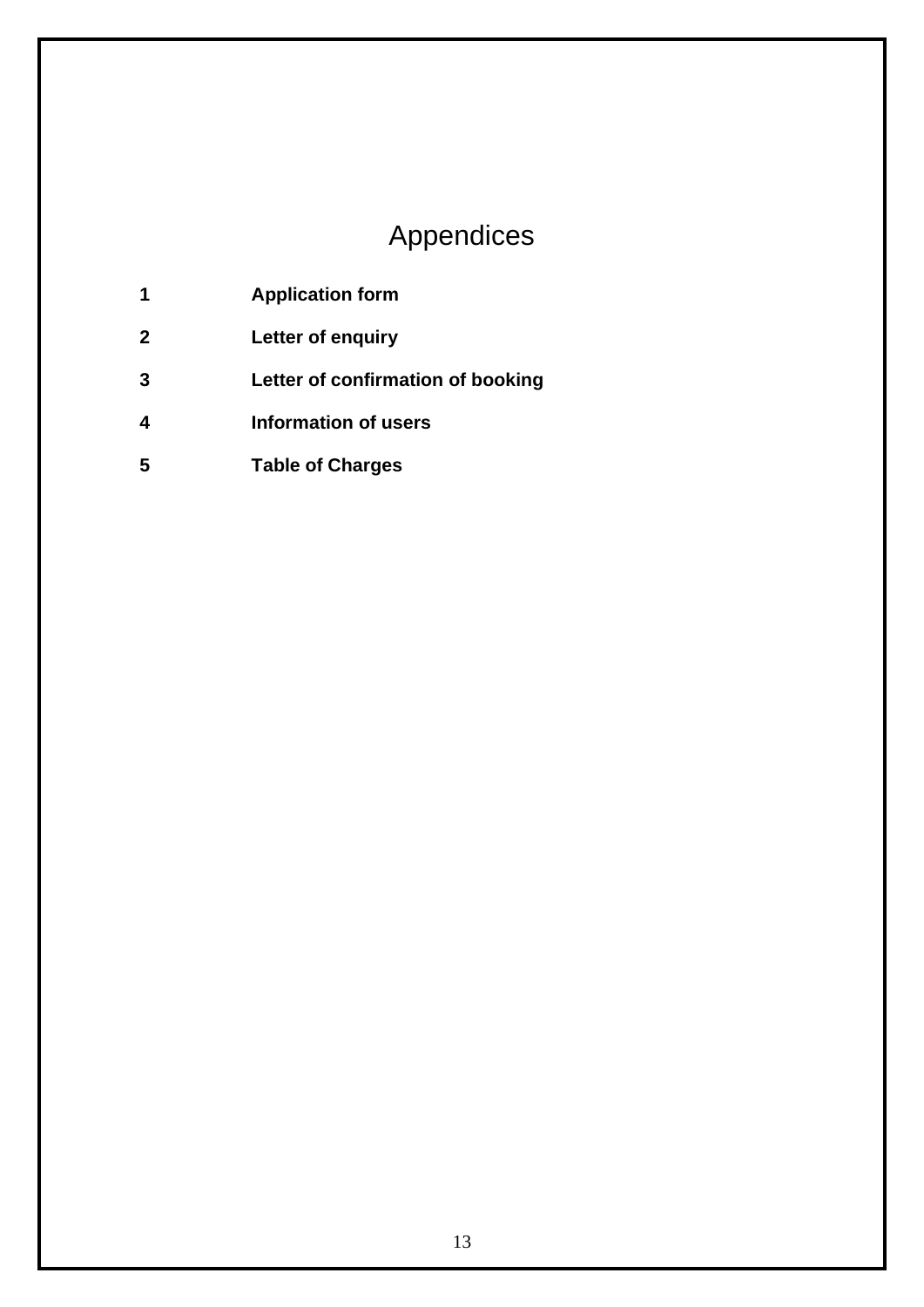# Appendices

| | |
|---|---|
| **1** | **Application form** |
| **2** | **Letter of enquiry** |
| **3** | **Letter of confirmation of booking** |
| **4** | **Information of users** |
| **5** | **Table of Charges** |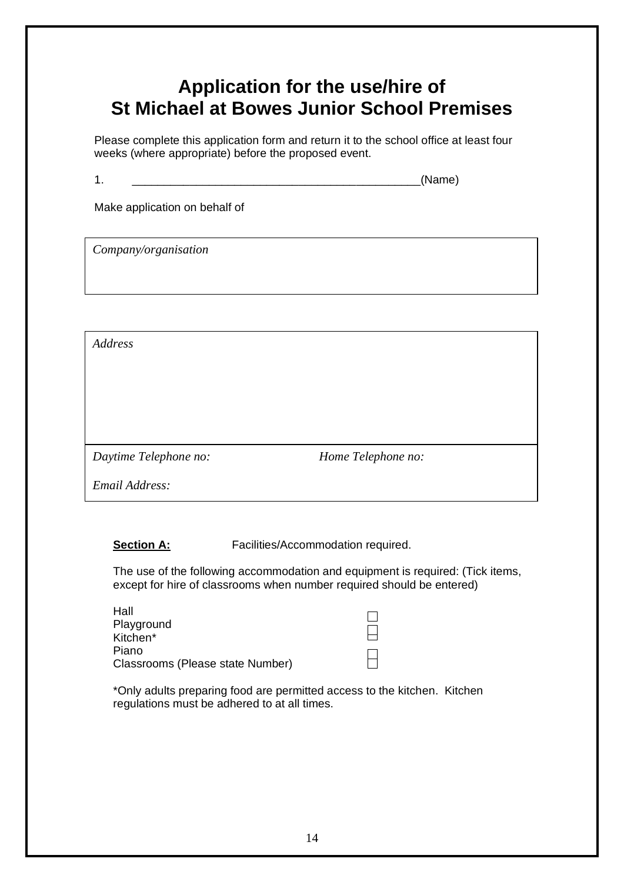# Application for the use/hire of St Michael at Bowes Junior School Premises

Please complete this application form and return it to the school office at least four weeks (where appropriate) before the proposed event.

1. _____________________________________________(Name)

Make application on behalf of

| *Company/organisation* |
|---|
| |

| *Address* | |
|---|---|
| | |
| *Daytime Telephone no:* | *Home Telephone no:* |
| *Email Address:* | |

**Section A:** Facilities/Accommodation required.

The use of the following accommodation and equipment is required: (Tick items, except for hire of classrooms when number required should be entered)

| | |
|---|---|
| Hall | ☐ |
| Playground | ☐ |
| Kitchen* | ☐ |
| Piano | ☐ |
| Classrooms (Please state Number) | ☐ |

*Only adults preparing food are permitted access to the kitchen. Kitchen regulations must be adhered to at all times.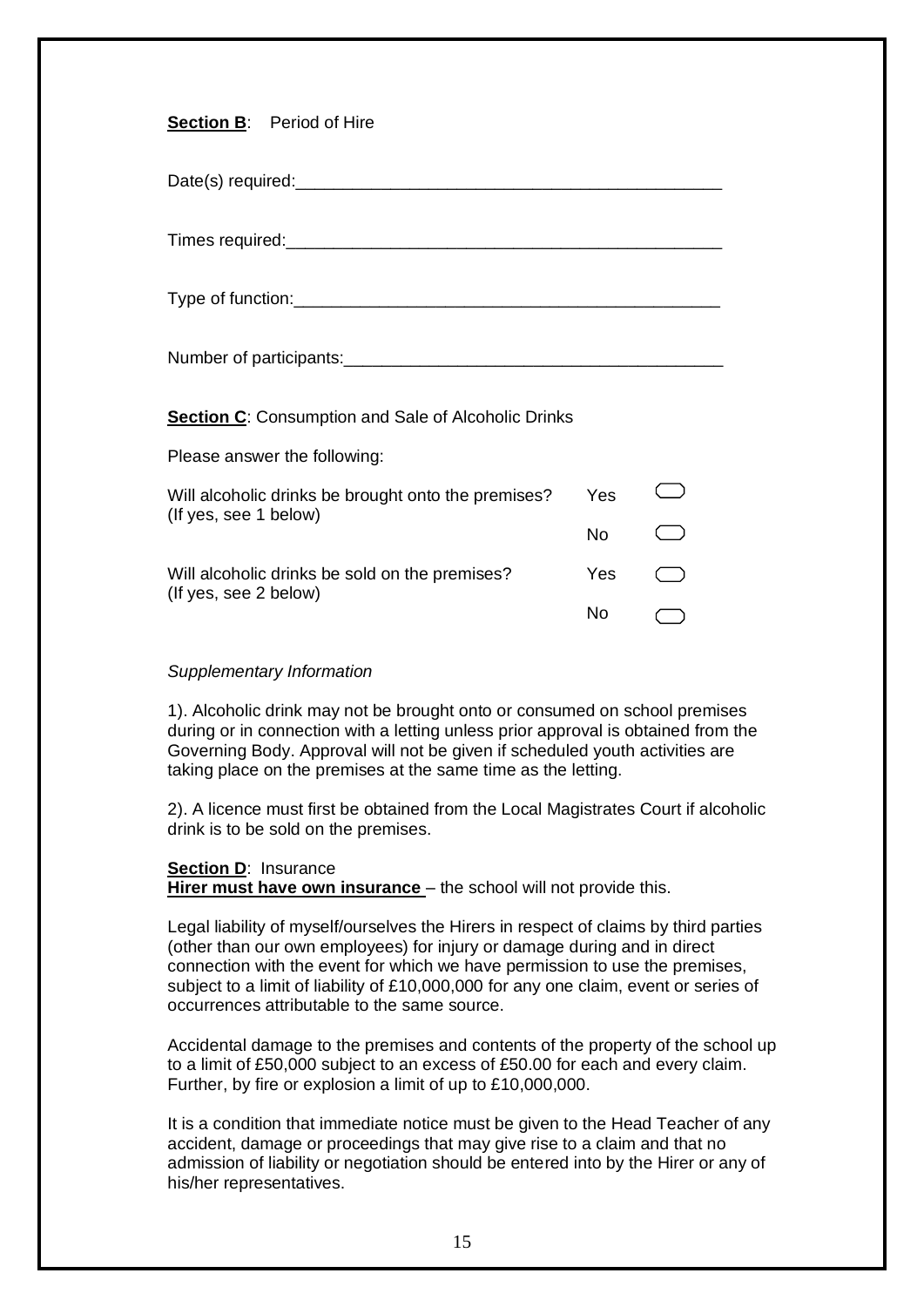**Section B**: Period of Hire

Date(s) required:_______________________________________________

Times required:_______________________________________________

Type of function:_______________________________________________

Number of participants:_________________________________________

**Section C**: Consumption and Sale of Alcoholic Drinks

Please answer the following:

| | | |
|---|---|---|
| Will alcoholic drinks be brought onto the premises? (If yes, see 1 below) | Yes | ◯ |
| | No | ◯ |
| Will alcoholic drinks be sold on the premises? (If yes, see 2 below) | Yes | ◯ |
| | No | ◯ |

*Supplementary Information*

1). Alcoholic drink may not be brought onto or consumed on school premises during or in connection with a letting unless prior approval is obtained from the Governing Body. Approval will not be given if scheduled youth activities are taking place on the premises at the same time as the letting.

2). A licence must first be obtained from the Local Magistrates Court if alcoholic drink is to be sold on the premises.

**Section D**: Insurance
**Hirer must have own insurance** – the school will not provide this.

Legal liability of myself/ourselves the Hirers in respect of claims by third parties (other than our own employees) for injury or damage during and in direct connection with the event for which we have permission to use the premises, subject to a limit of liability of £10,000,000 for any one claim, event or series of occurrences attributable to the same source.

Accidental damage to the premises and contents of the property of the school up to a limit of £50,000 subject to an excess of £50.00 for each and every claim. Further, by fire or explosion a limit of up to £10,000,000.

It is a condition that immediate notice must be given to the Head Teacher of any accident, damage or proceedings that may give rise to a claim and that no admission of liability or negotiation should be entered into by the Hirer or any of his/her representatives.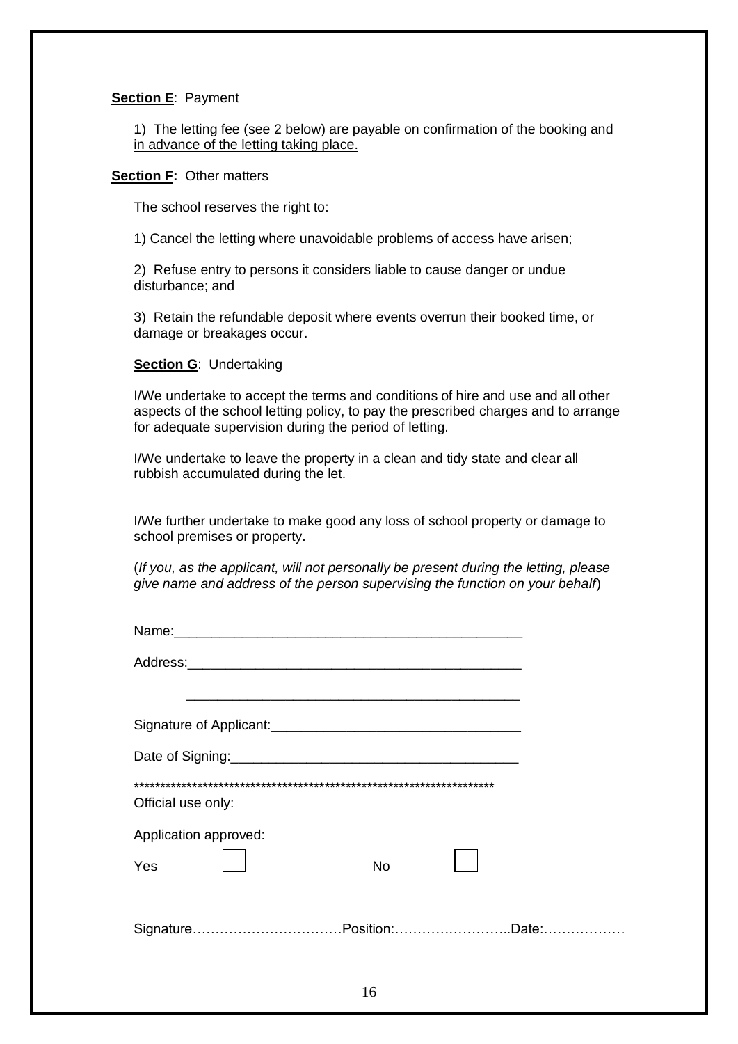**Section E**: Payment

1) The letting fee (see 2 below) are payable on confirmation of the booking and in advance of the letting taking place.

**Section F:** Other matters

The school reserves the right to:

1) Cancel the letting where unavoidable problems of access have arisen;

2) Refuse entry to persons it considers liable to cause danger or undue disturbance; and

3) Retain the refundable deposit where events overrun their booked time, or damage or breakages occur.

**Section G**: Undertaking

I/We undertake to accept the terms and conditions of hire and use and all other aspects of the school letting policy, to pay the prescribed charges and to arrange for adequate supervision during the period of letting.

I/We undertake to leave the property in a clean and tidy state and clear all rubbish accumulated during the let.

I/We further undertake to make good any loss of school property or damage to school premises or property.

(*If you, as the applicant, will not personally be present during the letting, please give name and address of the person supervising the function on your behalf*)

Name:_______________________________________________

Address:_____________________________________________

_____________________________________________

Signature of Applicant:_________________________________

Date of Signing:______________________________________

**********************************************************************

Official use only:

Application approved:

Yes ☐ No ☐

Signature……………………………Position:……………………..Date:………………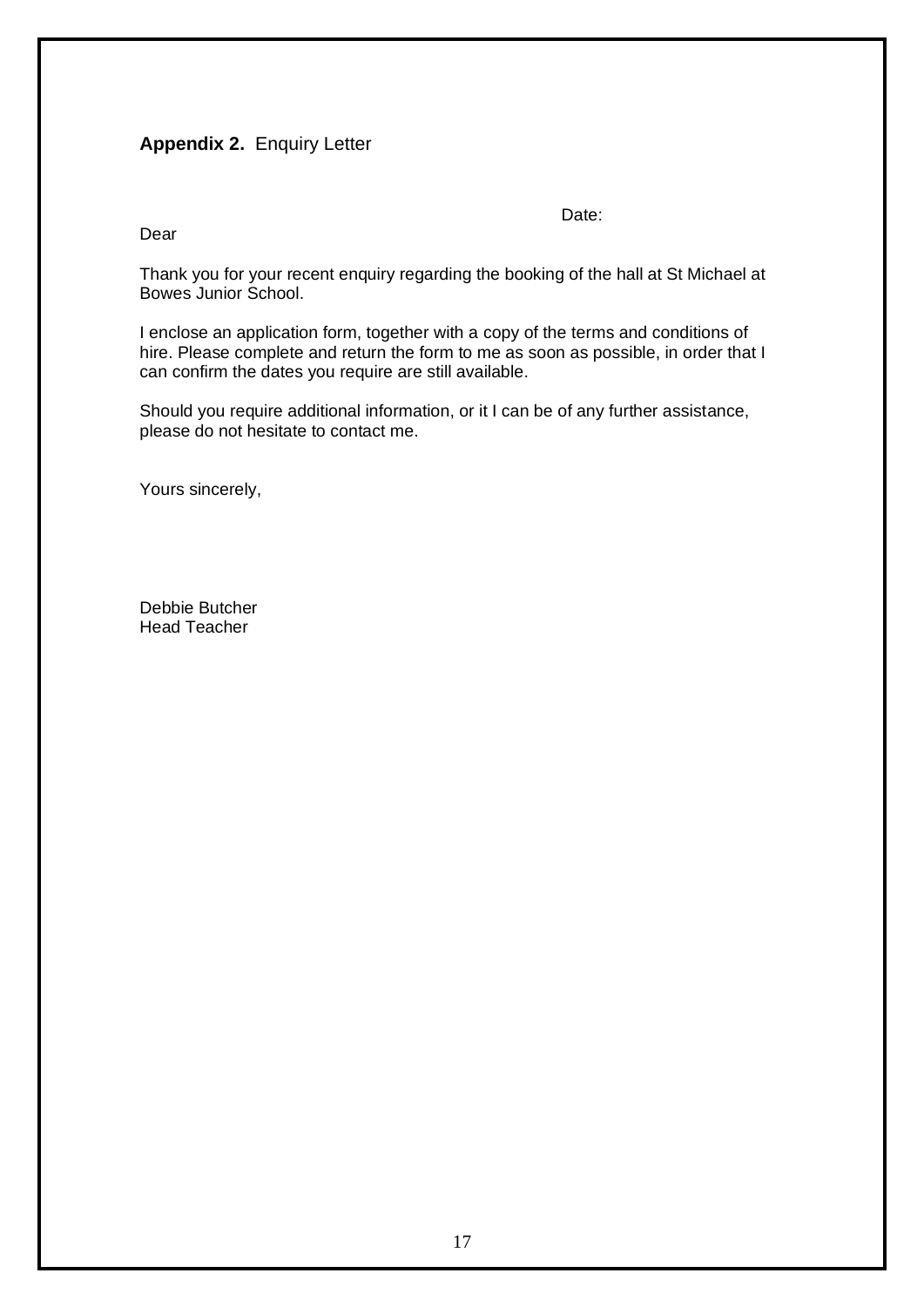**Appendix 2.** Enquiry Letter

Date:

Dear

Thank you for your recent enquiry regarding the booking of the hall at St Michael at Bowes Junior School.

I enclose an application form, together with a copy of the terms and conditions of hire. Please complete and return the form to me as soon as possible, in order that I can confirm the dates you require are still available.

Should you require additional information, or it I can be of any further assistance, please do not hesitate to contact me.

Yours sincerely,

Debbie Butcher  
Head Teacher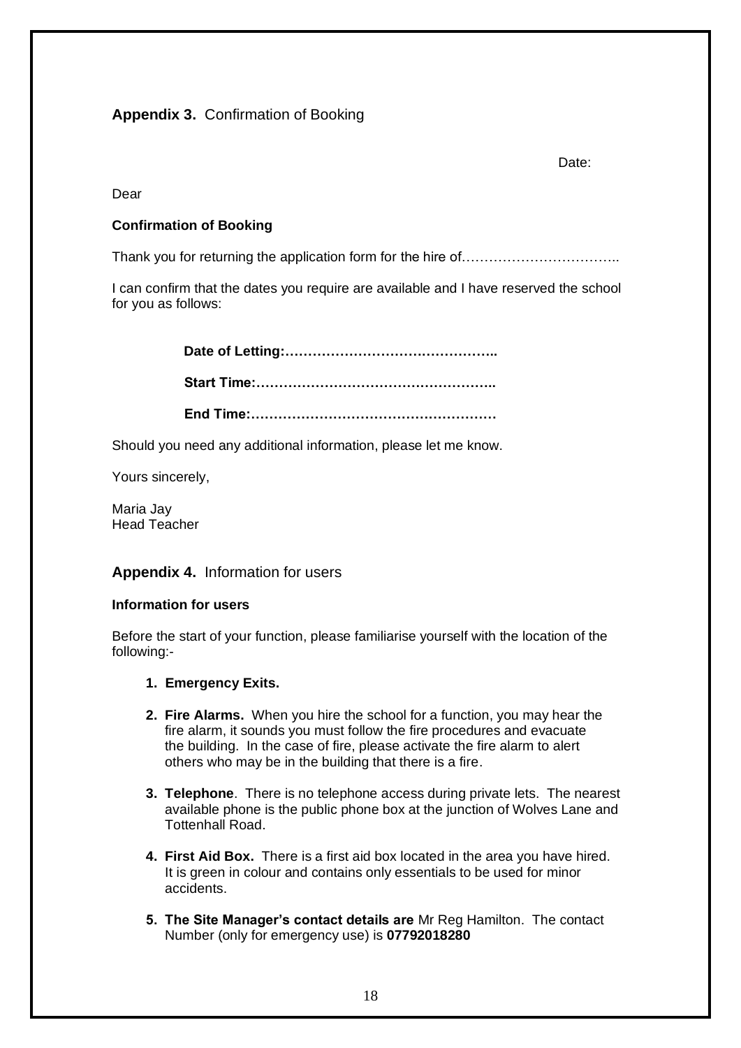## **Appendix 3.** Confirmation of Booking

Date:

Dear

**Confirmation of Booking**

Thank you for returning the application form for the hire of……………………………..

I can confirm that the dates you require are available and I have reserved the school for you as follows:

**Date of Letting:………………………………………..**

**Start Time:……………………………………………..**

**End Time:………………………………………………**

Should you need any additional information, please let me know.

Yours sincerely,

Maria Jay
Head Teacher

## **Appendix 4.** Information for users

**Information for users**

Before the start of your function, please familiarise yourself with the location of the following:-

1. **Emergency Exits.**
2. **Fire Alarms.** When you hire the school for a function, you may hear the fire alarm, it sounds you must follow the fire procedures and evacuate the building. In the case of fire, please activate the fire alarm to alert others who may be in the building that there is a fire.
3. **Telephone**. There is no telephone access during private lets. The nearest available phone is the public phone box at the junction of Wolves Lane and Tottenhall Road.
4. **First Aid Box.** There is a first aid box located in the area you have hired. It is green in colour and contains only essentials to be used for minor accidents.
5. **The Site Manager's contact details are** Mr Reg Hamilton. The contact Number (only for emergency use) is **07792018280**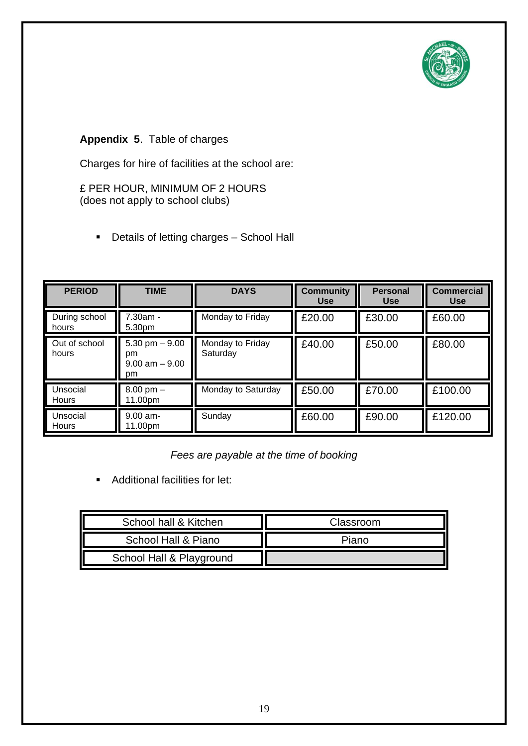**Appendix 5**. Table of charges

Charges for hire of facilities at the school are:

£ PER HOUR, MINIMUM OF 2 HOURS
(does not apply to school clubs)

- Details of letting charges – School Hall

| PERIOD | TIME | DAYS | Community Use | Personal Use | Commercial Use |
|---|---|---|---|---|---|
| During school hours | 7.30am - 5.30pm | Monday to Friday | £20.00 | £30.00 | £60.00 |
| Out of school hours | 5.30 pm – 9.00 pm<br>9.00 am – 9.00 pm | Monday to Friday<br>Saturday | £40.00 | £50.00 | £80.00 |
| Unsocial Hours | 8.00 pm – 11.00pm | Monday to Saturday | £50.00 | £70.00 | £100.00 |
| Unsocial Hours | 9.00 am- 11.00pm | Sunday | £60.00 | £90.00 | £120.00 |

*Fees are payable at the time of booking*

- Additional facilities for let:

| | |
|---|---|
| School hall & Kitchen | Classroom |
| School Hall & Piano | Piano |
| School Hall & Playground | |